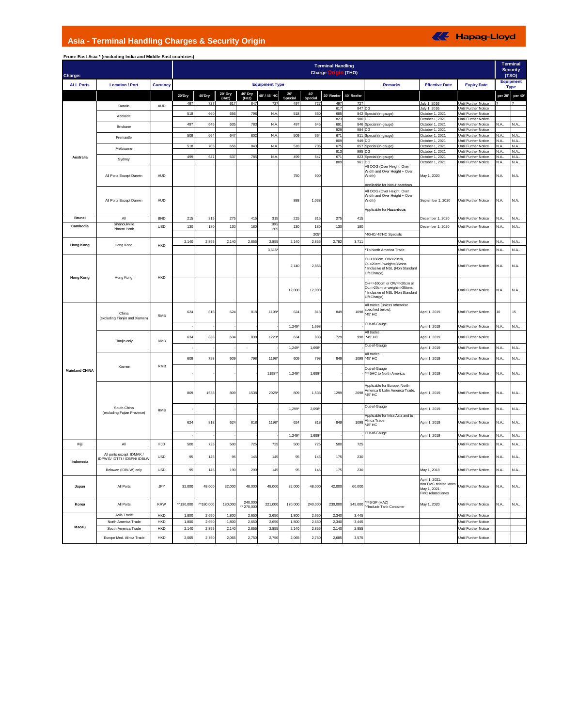# Asia - Terminal Handling Charges & Security Origin

Hapag-Lloyd

**From: East Asia * (excluding India and Middle East countries)**

| Charge: | | | Terminal Handling Charge Origin (THO) | | | | | | | | | | | | | Terminal Security (TSO) | |
|---|---|---|---|---|---|---|---|---|---|---|---|---|---|---|---|---|---|
| ALL Ports | Location / Port | Currency | Equipment Type | | | | | | | | | | Remarks | Effective Date | Expiry Date | Equipment Type | |
| | | | 20'Dry | 40'Dry | 20' Dry (Haz) | 40' Dry (Haz) | 40' / 45' HC | 20' Special | 40' Special | 20' Reefer | 40' Reefer | | | | | per 20' | per 40' |
| Australia | Darwin | AUD | 497 | 727 | 617 | 847 | 727 | 497 | 727 | 497 | 727 | | | July 1, 2016 | Until Further Notice | 7 | 7 |
| | | | | | | | | | | 617 | 847 | | DG | July 1, 2016 | Until Further Notice | | |
| | Adelaide | | 518 | 660 | 656 | 798 | N.A. | 518 | 660 | 685 | 842 | | Special (in-gauge) | October 1, 2021 | Until Further Notice | | |
| | | | | | | | | | | 823 | 980 | | DG | October 1, 2021 | Until Further Notice | | |
| | Brisbane | | 497 | 645 | 635 | 783 | N.A. | 497 | 645 | 691 | 846 | | Special (in-gauge) | October 1, 2021 | Until Further Notice | N.A.. | N.A.. |
| | | | | | | | | | | 829 | 984 | | DG | October 1, 2021 | Until Further Notice | | |
| | Fremantle | | 509 | 664 | 647 | 802 | N.A. | 509 | 664 | 671 | 811 | | Special (in-gauge) | October 1, 2021 | Until Further Notice | N.A.. | N.A.. |
| | | | | | | | | | | 809 | 949 | | DG | October 1, 2021 | Until Further Notice | N.A.. | N.A.. |
| | Melbourne | | 518 | 705 | 656 | 843 | N.A. | 518 | 705 | 675 | 857 | | Special (in-gauge) | October 1, 2021 | Until Further Notice | N.A.. | N.A.. |
| | | | | | | | | | | 813 | 995 | | DG | October 1, 2021 | Until Further Notice | N.A.. | N.A.. |
| | Sydney | | 499 | 647 | 637 | 785 | N.A. | 499 | 647 | 671 | 823 | | Special (in-gauge) | October 1, 2021 | Until Further Notice | N.A.. | N.A.. |
| | | | | | | | | | | 809 | 961 | | DG | October 1, 2021 | Until Further Notice | N.A.. | N.A.. |
| | All Ports Except Darwin | AUD | | | | | | 750 | 900 | | | | All OOG (Over Height, Over Width and Over Height + Over Width) Applicable for Non-Hazardous | May 1, 2020 | Until Further Notice | N.A. | N.A. |
| | All Ports Except Darwin | AUD | | | | | | 888 | 1,038 | | | | All OOG (Over Height, Over Width and Over Height + Over Width) Applicable for **Hazardous** | September 1, 2020 | Until Further Notice | N.A. | N.A. |
| Brunei | All | BND | 215 | 315 | 275 | 415 | 315 | 215 | 315 | 275 | 415 | | | December 1, 2020 | Until Further Notice | N.A.. | N.A.. |
| Cambodia | Sihanoukville Phnom Penh | USD | 130 | 180 | 130 | 180 | 180/ 205 | 130 | 180 | 130 | 180 | | | December 1, 2020 | Until Further Notice | N.A.. | N.A.. |
| | | | | | | | | | 205* | | | | *40HC/ 45'HC Specials | | | | |
| Hong Kong | Hong Kong | HKD | 2,140 | 2,855 | 2,140 | 2,855 | 2,855 | 2,140 | 2,855 | 2,782 | 3,711 | | | | Until Further Notice | N.A.. | N.A.. |
| | | | | | | | 3,615* | | | | | | *To North America Trade | | Until Further Notice | N.A.. | N.A.. |
| Hong Kong | Hong Kong | HKD | | | | | | 2,140 | 2,855 | | | | OH<160cm, OW<20cm, OL<20cm / weight<35tons * Inclusive of NSL (Non Standard Lift Charge) | | Until Further Notice | N.A. | N.A. |
| | | | | | | | | 12,000 | 12,000 | | | | OH=>160cm or OW=>20cm or OL=>20cm or weight=>35tons * Inclusive of NSL (Non Standard Lift Charge) | | Until Further Notice | N.A.. | N.A.. |
| Mainland CHINA | China (excluding Tianjin and Xiamen) | RMB | 624 | 818 | 624 | 818 | 1198* | 624 | 818 | 849 | 1098 | | All trades (unless otherwise specified below). *45' HC | April 1, 2019 | Until Further Notice | 10 | 15 |
| | | | - | - | - | - | - | 1,249* | 1,698 | - | - | | Out-of-Gauge | April 1, 2019 | Until Further Notice | N.A.. | N.A.. |
| | Tianjin only | RMB | 634 | 838 | 634 | 838 | 1223* | 634 | 838 | 729 | 998 | | All trades. *45' HC | April 1, 2019 | Until Further Notice | | |
| | | | - | - | - | - | - | 1,249* | 1,698* | - | - | | Out-of-Gauge | April 1, 2019 | Until Further Notice | N.A.. | N.A.. |
| | Xiamen | RMB | 609 | 798 | 609 | 798 | 1198* | 609 | 798 | 849 | 1098 | | All trades. *45' HC | April 1, 2019 | Until Further Notice | N.A.. | N.A.. |
| | | | - | - | - | - | 1198** | 1,249* | 1,698* | - | - | | Out-of-Gauge **45HC to North America. | April 1, 2019 | Until Further Notice | N.A.. | N.A.. |
| | South China (excluding Fujian Province) | RMB | 809 | 1538 | 809 | 1538 | 2028* | 809 | 1,538 | 1299 | 2098 | | Applicable for Europe, North America & Latin America Trade. *45' HC | April 1, 2019 | Until Further Notice | N.A.. | N.A.. |
| | | | - | - | - | - | - | 1,299* | 2,098* | - | - | | Out-of-Gauge | April 1, 2019 | Until Further Notice | N.A.. | N.A.. |
| | | | 624 | 818 | 624 | 818 | 1198* | 624 | 818 | 849 | 1098 | | Applicable for Intra Asia and to Africa Trade. *45' HC | April 1, 2019 | Until Further Notice | N.A.. | N.A.. |
| | | | - | - | - | - | - | 1,249* | 1,698* | - | - | | Out-of-Gauge | April 1, 2019 | Until Further Notice | N.A.. | N.A.. |
| Fiji | All | FJD | 500 | 725 | 500 | 725 | 725 | 500 | 725 | 500 | 725 | | | | Until Further Notice | N.A.. | N.A.. |
| Indonesia | All ports except IDMAK / IDPWG/ IDTTI / IDBPN/ IDBLW | USD | 95 | 145 | 95 | 145 | 145 | 95 | 145 | 175 | 230 | | | | Until Further Notice | N.A.. | N.A.. |
| | Belawan (IDBLW) only | USD | 95 | 145 | 190 | 290 | 145 | 95 | 145 | 175 | 230 | | | May 1, 2018 | Until Further Notice | N.A.. | N.A.. |
| Japan | All Ports | JPY | 32,000 | 48,000 | 32,000 | 48,000 | 48,000 | 32,000 | 48,000 | 42,000 | 60,000 | | | April 1, 2021: non FMC related lanes May 1, 2021: FMC related lanes | Until Further Notice | N.A.. | N.A.. |
| Korea | All Ports | KRW | ^^130,000 | ^^180,000 | 180,000 | 240,000 ** 270,000 | 221,000 | 170,000 | 240,000 | 230,000 | 345,000 | | **45'GP (HAZ) ^^Include Tank Container | May 1, 2020 | Until Further Notice | N.A.. | N.A.. |
| Macau | Asia Trade | HKD | 1,800 | 2,650 | 1,800 | 2,650 | 2,650 | 1,800 | 2,650 | 2,340 | 3,445 | | | | Until Further Notice | | |
| | North America Trade | HKD | 1,800 | 2,650 | 1,800 | 2,650 | 2,650 | 1,800 | 2,650 | 2,340 | 3,445 | | | | Until Further Notice | | |
| | South America Trade | HKD | 2,140 | 2,855 | 2,140 | 2,855 | 2,855 | 2,140 | 2,855 | 2,140 | 2,855 | | | | Until Further Notice | | |
| | Europe Med. Africa Trade | HKD | 2,065 | 2,750 | 2,065 | 2,750 | 2,750 | 2,065 | 2,750 | 2,685 | 3,575 | | | | Until Further Notice | | |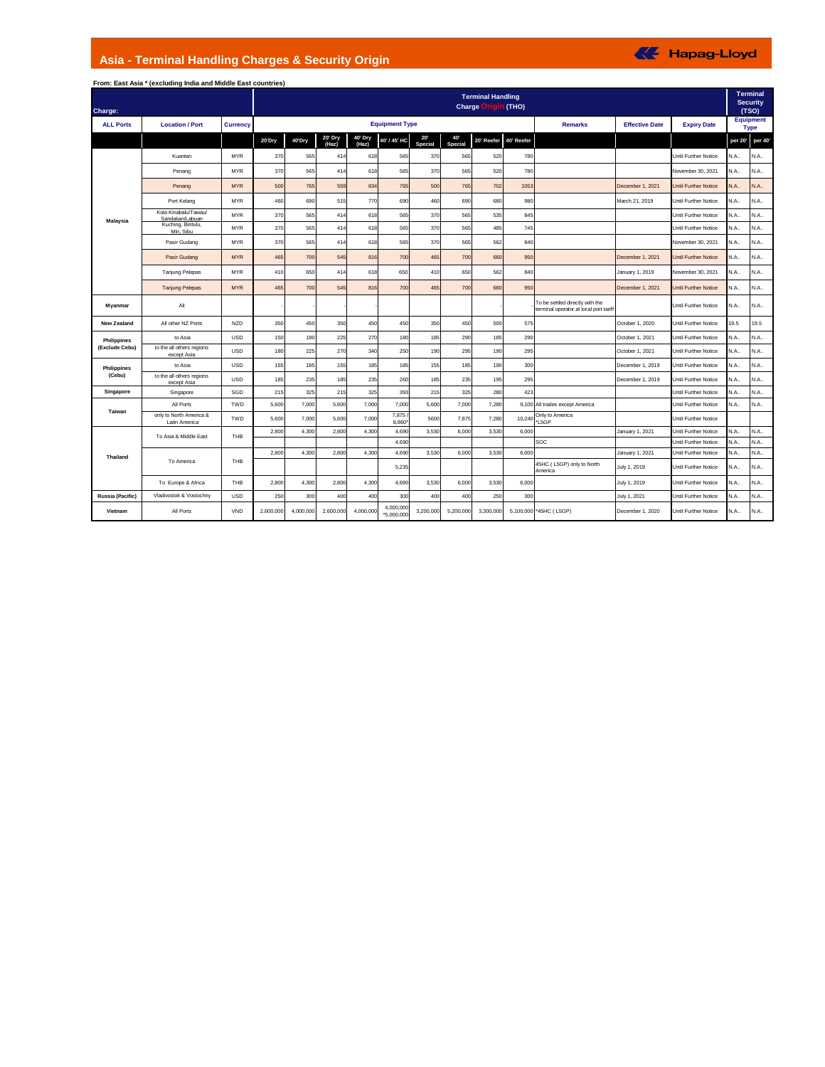# Asia - Terminal Handling Charges & Security Origin

Hapag-Lloyd

**From: East Asia * (excluding India and Middle East countries)**

| Charge: | | | Terminal Handling Charge Origin (THO) | | | | | | | | | | | | | Terminal Security (TSO) | |
|---|---|---|---|---|---|---|---|---|---|---|---|---|---|---|---|---|---|
| **ALL Ports** | **Location / Port** | **Currency** | **Equipment Type** | | | | | | | | | | **Remarks** | **Effective Date** | **Expiry Date** | **Equipment Type** | |
| | | | **20'Dry** | **40'Dry** | **20' Dry (Haz)** | **40' Dry (Haz)** | **40' / 45' HC** | **20' Special** | **40' Special** | **20' Reefer** | **40' Reefer** | | | | | **per 20'** | **per 40'** |
| Malaysia | Kuantan | MYR | 370 | 565 | 414 | 618 | 565 | 370 | 565 | 520 | 780 | | | | Until Further Notice | N.A.. | N.A.. |
| | Penang | MYR | 370 | 565 | 414 | 618 | 565 | 370 | 565 | 520 | 780 | | | | November 30, 2021 | N.A.. | N.A.. |
| | Penang | MYR | 500 | 765 | 559 | 834 | 765 | 500 | 765 | 702 | 1053 | | | December 1, 2021 | Until Further Notice | N.A.. | N.A.. |
| | Port Kelang | MYR | 460 | 690 | 515 | 770 | 690 | 460 | 690 | 680 | 980 | | | March 21, 2019 | Until Further Notice | N.A.. | N.A.. |
| | Kota Kinabalu/Tawau/ Sandakan/Labuan | MYR | 370 | 565 | 414 | 618 | 565 | 370 | 565 | 535 | 845 | | | | Until Further Notice | N.A.. | N.A.. |
| | Kuching, Bintulu, Miri, Sibu | MYR | 370 | 565 | 414 | 618 | 565 | 370 | 565 | 485 | 745 | | | | Until Further Notice | N.A.. | N.A.. |
| | Pasir Gudang | MYR | 370 | 565 | 414 | 618 | 565 | 370 | 565 | 562 | 840 | | | | November 30, 2021 | N.A.. | N.A.. |
| | Pasir Gudang | MYR | 465 | 700 | 545 | 816 | 700 | 465 | 700 | 660 | 950 | | | December 1, 2021 | Until Further Notice | N.A.. | N.A.. |
| | Tanjung Pelepas | MYR | 410 | 650 | 414 | 618 | 650 | 410 | 650 | 562 | 840 | | | January 1, 2019 | November 30, 2021 | N.A.. | N.A.. |
| | Tanjung Pelepas | MYR | 465 | 700 | 545 | 816 | 700 | 465 | 700 | 660 | 950 | | | December 1, 2021 | Until Further Notice | N.A.. | N.A.. |
| Myanmar | All | | - | - | - | - | - | | | | - | | To be settled directly with the terminal operator at local port tariff | | Until Further Notice | N.A.. | N.A.. |
| New Zealand | All other NZ Ports | NZD | 350 | 450 | 350 | 450 | 450 | 350 | 450 | 500 | 575 | | | October 1, 2020 | Until Further Notice | 19.5 | 19.5 |
| Philippines (Exclude Cebu) | to Asia | USD | 150 | 180 | 225 | 270 | 180 | 185 | 290 | 185 | 290 | | | October 1, 2021 | Until Further Notice | N.A.. | N.A.. |
| | to the all others regions except Asia | USD | 180 | 225 | 270 | 340 | 250 | 190 | 295 | 190 | 295 | | | October 1, 2021 | Until Further Notice | N.A.. | N.A.. |
| Philippines (Cebu) | to Asia | USD | 155 | 185 | 155 | 185 | 185 | 155 | 185 | 190 | 300 | | | December 1, 2019 | Until Further Notice | N.A.. | N.A.. |
| | to the all others regions except Asia | USD | 185 | 235 | 185 | 235 | 260 | 185 | 235 | 195 | 295 | | | December 1, 2019 | Until Further Notice | N.A.. | N.A.. |
| Singapore | Singapore | SGD | 215 | 325 | 215 | 325 | 393 | 215 | 325 | 280 | 423 | | | | Until Further Notice | N.A.. | N.A.. |
| Taiwan | All Ports | TWD | 5,600 | 7,000 | 5,600 | 7,000 | 7,000 | 5,600 | 7,000 | 7,280 | 9,100 | | All trades except America | | Until Further Notice | N.A.. | N.A.. |
| | only to North America & Latin America | TWD | 5,600 | 7,000 | 5,600 | 7,000 | 7,875 / 8,860* | 5600 | 7,875 | 7,280 | 10,240 | | Only to America *L5GP | | Until Further Notice | | |
| Thailand | To Asia & Middle East | THB | 2,800 | 4,300 | 2,800 | 4,300 | 4,690 | 3,530 | 6,000 | 3,530 | 6,000 | | | January 1, 2021 | Until Further Notice | N.A.. | N.A.. |
| | | | | | | | 4,690 | | | | | | SOC | | Until Further Notice | N.A.. | N.A.. |
| | To America | THB | 2,800 | 4,300 | 2,800 | 4,300 | 4,690 | 3,530 | 6,000 | 3,530 | 6,000 | | | January 1, 2021 | Until Further Notice | N.A.. | N.A.. |
| | | | | | | | 5,235 | | | | | | 45HC ( L5GP) only to North America | July 1, 2019 | Until Further Notice | N.A.. | N.A.. |
| | To Europe & Africa | THB | 2,800 | 4,300 | 2,800 | 4,300 | 4,690 | 3,530 | 6,000 | 3,530 | 6,000 | | | July 1, 2019 | Until Further Notice | N.A.. | N.A.. |
| Russia (Pacific) | Vladivostok & Vostochny | USD | 250 | 300 | 400 | 400 | 300 | 400 | 400 | 250 | 300 | | | July 1, 2021 | Until Further Notice | N.A.. | N.A.. |
| Vietnam | All Ports | VND | 2,600,000 | 4,000,000 | 2,600,000 | 4,000,000 | 4,000,000 *5,000,000 | 3,200,000 | 5,200,000 | 3,300,000 | 5,100,000 | | *45HC ( L5GP) | December 1, 2020 | Until Further Notice | N.A.. | N.A.. |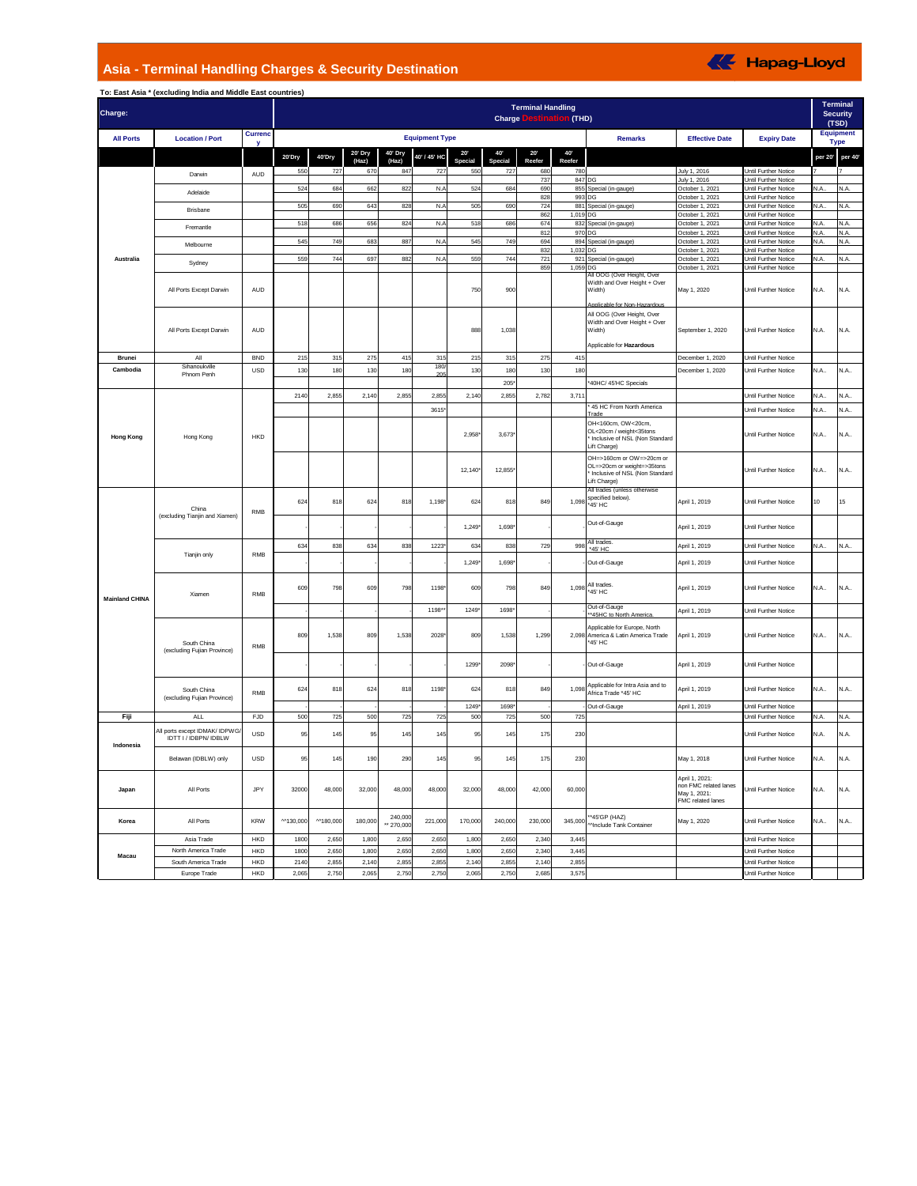# Asia - Terminal Handling Charges & Security Destination

Hapag-Lloyd

**To: East Asia * (excluding India and Middle East countries)**

| Charge: | | | Terminal Handling Charge Destination (THD) | | | | | | | | | | | | | Terminal Security (TSD) | |
|---|---|---|---|---|---|---|---|---|---|---|---|---|---|---|---|---|---|
| **All Ports** | **Location / Port** | **Currency** | **Equipment Type** | | | | | | | | | **Remarks** | **Effective Date** | **Expiry Date** | | **Equipment Type** | |
| | | | **20'Dry** | **40'Dry** | **20' Dry (Haz)** | **40' Dry (Haz)** | **40' / 45' HC** | **20' Special** | **40' Special** | **20' Reefer** | **40' Reefer** | | | | | **per 20'** | **per 40'** |
| Australia | Darwin | AUD | 550 | 727 | 670 | 847 | 727 | 550 | 727 | 680 | 780 | | July 1, 2016 | Until Further Notice | | 7 | 7 |
| | | | | | | | | | | 737 | 847 | DG | July 1, 2016 | Until Further Notice | | | |
| | Adelaide | | 524 | 684 | 662 | 822 | N.A | 524 | 684 | 690 | 855 | Special (in-gauge) | October 1, 2021 | Until Further Notice | | N.A.. | N.A. |
| | | | | | | | | | | 828 | 993 | DG | October 1, 2021 | Until Further Notice | | | |
| | Brisbane | | 505 | 690 | 643 | 828 | N.A | 505 | 690 | 724 | 881 | Special (in-gauge) | October 1, 2021 | Until Further Notice | | N.A.. | N.A. |
| | | | | | | | | | | 862 | 1,019 | DG | October 1, 2021 | Until Further Notice | | | |
| | Fremantle | | 518 | 686 | 656 | 824 | N.A | 518 | 686 | 674 | 832 | Special (in-gauge) | October 1, 2021 | Until Further Notice | | N.A. | N.A. |
| | | | | | | | | | | 812 | 970 | DG | October 1, 2021 | Until Further Notice | | N.A. | N.A. |
| | Melbourne | | 545 | 749 | 683 | 887 | N.A | 545 | 749 | 694 | 894 | Special (in-gauge) | October 1, 2021 | Until Further Notice | | N.A. | N.A. |
| | | | | | | | | | | 832 | 1,032 | DG | October 1, 2021 | Until Further Notice | | | |
| | Sydney | | 559 | 744 | 697 | 882 | N.A | 559 | 744 | 721 | 921 | Special (in-gauge) | October 1, 2021 | Until Further Notice | | N.A. | N.A. |
| | | | | | | | | | | 859 | 1,059 | DG | October 1, 2021 | Until Further Notice | | | |
| | All Ports Except Darwin | AUD | | | | | | 750 | 900 | | | All OOG (Over Height, Over Width and Over Height + Over Width) Applicable for Non-Hazardous | May 1, 2020 | Until Further Notice | | N.A. | N.A. |
| | All Ports Except Darwin | AUD | | | | | | 888 | 1,038 | | | All OOG (Over Height, Over Width and Over Height + Over Width) Applicable for **Hazardous** | September 1, 2020 | Until Further Notice | | N.A. | N.A. |
| **Brunei** | All | BND | 215 | 315 | 275 | 415 | 315 | 215 | 315 | 275 | 415 | | December 1, 2020 | Until Further Notice | | | |
| **Cambodia** | Sihanoukville Phnom Penh | USD | 130 | 180 | 130 | 180 | 180/ 205 | 130 | 180 | 130 | 180 | | December 1, 2020 | Until Further Notice | | N.A.. | N.A.. |
| | | | | | | | | | 205* | | | *40HC/ 45'HC Specials | | | | | |
| **Hong Kong** | Hong Kong | HKD | 2140 | 2,855 | 2,140 | 2,855 | 2,855 | 2,140 | 2,855 | 2,782 | 3,711 | | | Until Further Notice | | N.A.. | N.A.. |
| | | | | | | | 3615* | | | | | * 45 HC From North America Trade | | Until Further Notice | | N.A.. | N.A.. |
| | | | | | | | | 2,958* | 3,673* | | | OH<160cm, OW<20cm, OL<20cm / weight<35tons * Inclusive of NSL (Non Standard Lift Charge) | | Until Further Notice | | N.A.. | N.A.. |
| | | | | | | | | 12,140* | 12,855* | | | OH=>160cm or OW=>20cm or OL=>20cm or weight=>35tons * Inclusive of NSL (Non Standard Lift Charge) | | Until Further Notice | | N.A.. | N.A.. |
| **Mainland CHINA** | China (excluding Tianjin and Xiamen) | RMB | 624 | 818 | 624 | 818 | 1,198* | 624 | 818 | 849 | 1,098 | All trades (unless otherwise specified below). *45' HC | April 1, 2019 | Until Further Notice | | 10 | 15 |
| | | | - | - | - | - | - | 1,249* | 1,698* | - | - | Out-of-Gauge | April 1, 2019 | Until Further Notice | | | |
| | Tianjin only | RMB | 634 | 838 | 634 | 838 | 1223* | 634 | 838 | 729 | 998 | All trades. *45' HC | April 1, 2019 | Until Further Notice | | N.A.. | N.A.. |
| | | | - | - | - | - | - | 1,249* | 1,698* | - | - | Out-of-Gauge | April 1, 2019 | Until Further Notice | | | |
| | Xiamen | RMB | 609 | 798 | 609 | 798 | 1198* | 609 | 798 | 849 | 1,098 | All trades. *45' HC | April 1, 2019 | Until Further Notice | | N.A.. | N.A.. |
| | | | - | - | - | - | 1198** | 1249* | 1698* | - | - | Out-of-Gauge **45HC to North America. | April 1, 2019 | Until Further Notice | | | |
| | South China (excluding Fujian Province) | RMB | 809 | 1,538 | 809 | 1,538 | 2028* | 809 | 1,538 | 1,299 | 2,098 | Applicable for Europe, North America & Latin America Trade *45' HC | April 1, 2019 | Until Further Notice | | N.A.. | N.A.. |
| | | | - | - | - | - | - | 1299* | 2098* | - | - | Out-of-Gauge | April 1, 2019 | Until Further Notice | | | |
| | South China (excluding Fujian Province) | RMB | 624 | 818 | 624 | 818 | 1198* | 624 | 818 | 849 | 1,098 | Applicable for Intra Asia and to Africa Trade *45' HC | April 1, 2019 | Until Further Notice | | N.A.. | N.A.. |
| | | | - | - | - | - | - | 1249* | 1698* | - | - | Out-of-Gauge | April 1, 2019 | Until Further Notice | | | |
| **Fiji** | ALL | FJD | 500 | 725 | 500 | 725 | 725 | 500 | 725 | 500 | 725 | | | Until Further Notice | | N.A. | N.A. |
| **Indonesia** | All ports except IDMAK/ IDPWG/ IDTT I / IDBPN/ IDBLW | USD | 95 | 145 | 95 | 145 | 145 | 95 | 145 | 175 | 230 | | | Until Further Notice | | N.A. | N.A. |
| | Belawan (IDBLW) only | USD | 95 | 145 | 190 | 290 | 145 | 95 | 145 | 175 | 230 | | May 1, 2018 | Until Further Notice | | N.A. | N.A. |
| **Japan** | All Ports | JPY | 32000 | 48,000 | 32,000 | 48,000 | 48,000 | 32,000 | 48,000 | 42,000 | 60,000 | | April 1, 2021: non FMC related lanes May 1, 2021: FMC related lanes | Until Further Notice | | N.A. | N.A. |
| **Korea** | All Ports | KRW | ^^130,000 | ^^180,000 | 180,000 | 240,000 ** 270,000 | 221,000 | 170,000 | 240,000 | 230,000 | 345,000 | **45'GP (HAZ) ^^Include Tank Container | May 1, 2020 | Until Further Notice | | N.A.. | N.A.. |
| **Macau** | Asia Trade | HKD | 1800 | 2,650 | 1,800 | 2,650 | 2,650 | 1,800 | 2,650 | 2,340 | 3,445 | | | Until Further Notice | | | |
| | North America Trade | HKD | 1800 | 2,650 | 1,800 | 2,650 | 2,650 | 1,800 | 2,650 | 2,340 | 3,445 | | | Until Further Notice | | | |
| | South America Trade | HKD | 2140 | 2,855 | 2,140 | 2,855 | 2,855 | 2,140 | 2,855 | 2,140 | 2,855 | | | Until Further Notice | | | |
| | Europe Trade | HKD | 2,065 | 2,750 | 2,065 | 2,750 | 2,750 | 2,065 | 2,750 | 2,685 | 3,575 | | | Until Further Notice | | | |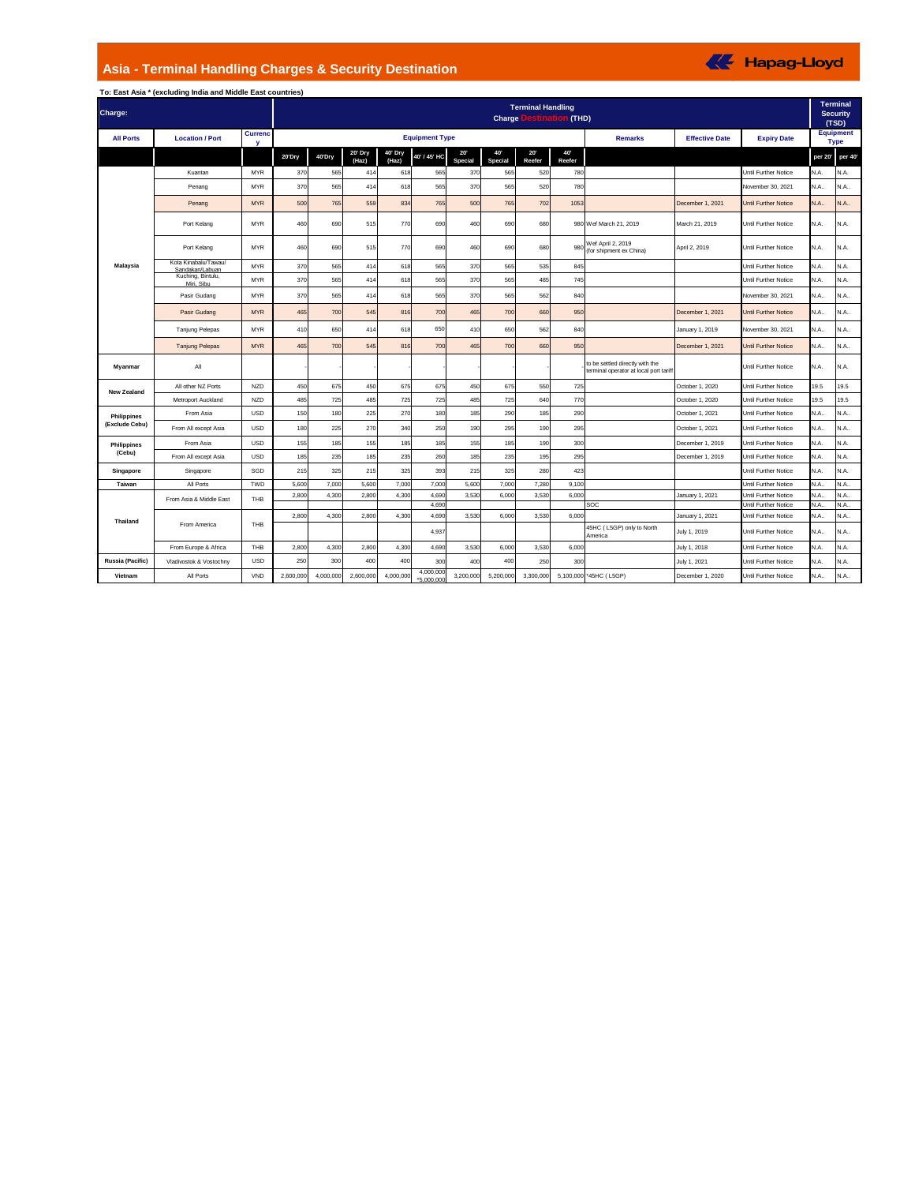## Asia - Terminal Handling Charges & Security Destination

**To: East Asia * (excluding India and Middle East countries)**

| Charge: | | | Terminal Handling Charge Destination (THD) | | | | | | | | | | | | | Terminal Security (TSD) | |
|---|---|---|---|---|---|---|---|---|---|---|---|---|---|---|---|---|---|
| **All Ports** | **Location / Port** | **Currency** | **Equipment Type** | | | | | | | | | | **Remarks** | **Effective Date** | **Expiry Date** | **Equipment Type** | |
| | | | **20'Dry** | **40'Dry** | **20' Dry (Haz)** | **40' Dry (Haz)** | **40' / 45' HC** | **20' Special** | **40' Special** | **20' Reefer** | **40' Reefer** | | | | | **per 20'** | **per 40'** |
| Malaysia | Kuantan | MYR | 370 | 565 | 414 | 618 | 565 | 370 | 565 | 520 | 780 | | | | Until Further Notice | N.A. | N.A. |
| | Penang | MYR | 370 | 565 | 414 | 618 | 565 | 370 | 565 | 520 | 780 | | | | November 30, 2021 | N.A.. | N.A.. |
| | Penang | MYR | 500 | 765 | 559 | 834 | 765 | 500 | 765 | 702 | 1053 | | | December 1, 2021 | Until Further Notice | N.A.. | N.A.. |
| | Port Kelang | MYR | 460 | 690 | 515 | 770 | 690 | 460 | 690 | 680 | 980 | | Wef March 21, 2019 | March 21, 2019 | Until Further Notice | N.A. | N.A. |
| | Port Kelang | MYR | 460 | 690 | 515 | 770 | 690 | 460 | 690 | 680 | 980 | | Wef April 2, 2019 (for shipment ex China) | April 2, 2019 | Until Further Notice | N.A. | N.A. |
| | Kota Kinabalu/Tawau/ Sandakan/Labuan | MYR | 370 | 565 | 414 | 618 | 565 | 370 | 565 | 535 | 845 | | | | Until Further Notice | N.A. | N.A. |
| | Kuching, Bintulu, Miri, Sibu | MYR | 370 | 565 | 414 | 618 | 565 | 370 | 565 | 485 | 745 | | | | Until Further Notice | N.A. | N.A. |
| | Pasir Gudang | MYR | 370 | 565 | 414 | 618 | 565 | 370 | 565 | 562 | 840 | | | | November 30, 2021 | N.A.. | N.A.. |
| | Pasir Gudang | MYR | 465 | 700 | 545 | 816 | 700 | 465 | 700 | 660 | 950 | | | December 1, 2021 | Until Further Notice | N.A.. | N.A.. |
| | Tanjung Pelepas | MYR | 410 | 650 | 414 | 618 | 650 | 410 | 650 | 562 | 840 | | | January 1, 2019 | November 30, 2021 | N.A.. | N.A.. |
| | Tanjung Pelepas | MYR | 465 | 700 | 545 | 816 | 700 | 465 | 700 | 660 | 950 | | | December 1, 2021 | Until Further Notice | N.A.. | N.A.. |
| Myanmar | All | | - | - | - | - | - | - | - | - | - | | to be settled directly with the terminal operator at local port tariff | | Until Further Notice | N.A. | N.A. |
| New Zealand | All other NZ Ports | NZD | 450 | 675 | 450 | 675 | 675 | 450 | 675 | 550 | 725 | | | October 1, 2020 | Until Further Notice | 19.5 | 19.5 |
| | Metroport Auckland | NZD | 485 | 725 | 485 | 725 | 725 | 485 | 725 | 640 | 770 | | | October 1, 2020 | Until Further Notice | 19.5 | 19.5 |
| Philippines (Exclude Cebu) | From Asia | USD | 150 | 180 | 225 | 270 | 180 | 185 | 290 | 185 | 290 | | | October 1, 2021 | Until Further Notice | N.A.. | N.A.. |
| | From All except Asia | USD | 180 | 225 | 270 | 340 | 250 | 190 | 295 | 190 | 295 | | | October 1, 2021 | Until Further Notice | N.A.. | N.A.. |
| Philippines (Cebu) | From Asia | USD | 155 | 185 | 155 | 185 | 185 | 155 | 185 | 190 | 300 | | | December 1, 2019 | Until Further Notice | N.A. | N.A. |
| | From All except Asia | USD | 185 | 235 | 185 | 235 | 260 | 185 | 235 | 195 | 295 | | | December 1, 2019 | Until Further Notice | N.A. | N.A. |
| Singapore | Singapore | SGD | 215 | 325 | 215 | 325 | 393 | 215 | 325 | 280 | 423 | | | | Until Further Notice | N.A. | N.A. |
| Taiwan | All Ports | TWD | 5,600 | 7,000 | 5,600 | 7,000 | 7,000 | 5,600 | 7,000 | 7,280 | 9,100 | | | | Until Further Notice | N.A.. | N.A.. |
| Thailand | From Asia & Middle East | THB | 2,800 | 4,300 | 2,800 | 4,300 | 4,690 | 3,530 | 6,000 | 3,530 | 6,000 | | | January 1, 2021 | Until Further Notice | N.A.. | N.A.. |
| | | | | | | | 4,690 | | | | | | SOC | | Until Further Notice | N.A.. | N.A.. |
| | From America | THB | 2,800 | 4,300 | 2,800 | 4,300 | 4,690 | 3,530 | 6,000 | 3,530 | 6,000 | | | January 1, 2021 | Until Further Notice | N.A.. | N.A.. |
| | | | | | | | 4,937 | | | | | | 45HC ( L5GP) only to North America | July 1, 2019 | Until Further Notice | N.A.. | N.A.. |
| | From Europe & Africa | THB | 2,800 | 4,300 | 2,800 | 4,300 | 4,690 | 3,530 | 6,000 | 3,530 | 6,000 | | | July 1, 2018 | Until Further Notice | N.A. | N.A. |
| Russia (Pacific) | Vladivostok & Vostochny | USD | 250 | 300 | 400 | 400 | 300 | 400 | 400 | 250 | 300 | | | July 1, 2021 | Until Further Notice | N.A. | N.A. |
| Vietnam | All Ports | VND | 2,600,000 | 4,000,000 | 2,600,000 | 4,000,000 | 4,000,000 *5,000,000 | 3,200,000 | 5,200,000 | 3,300,000 | 5,100,000 | | *45HC ( L5GP) | December 1, 2020 | Until Further Notice | N.A.. | N.A.. |